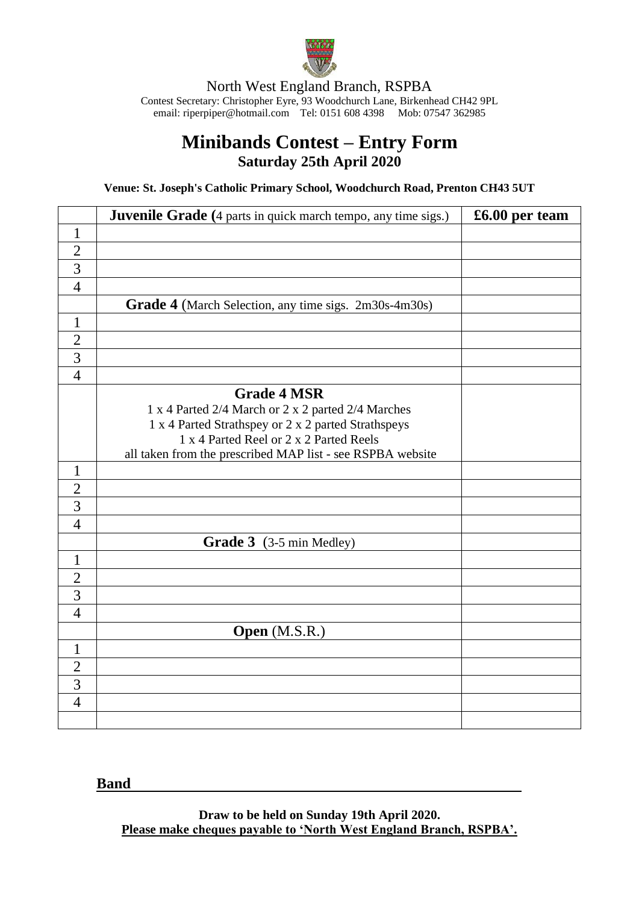North West England Branch, RSPBA

Contest Secretary: Christopher Eyre, 93 Woodchurch Lane, Birkenhead CH42 9PL
email: riperpiper@hotmail.com Tel: 0151 608 4398 Mob: 07547 362985

# Minibands Contest – Entry Form

## Saturday 25th April 2020

**Venue: St. Joseph's Catholic Primary School, Woodchurch Road, Prenton CH43 5UT**

| | **Juvenile Grade (**4 parts in quick march tempo, any time sigs.) | **£6.00 per team** |
|---|---|---|
| 1 | | |
| 2 | | |
| 3 | | |
| 4 | | |
| | **Grade 4** (March Selection, any time sigs. 2m30s-4m30s) | |
| 1 | | |
| 2 | | |
| 3 | | |
| 4 | | |
| | **Grade 4 MSR**<br>1 x 4 Parted 2/4 March or 2 x 2 parted 2/4 Marches<br>1 x 4 Parted Strathspey or 2 x 2 parted Strathspeys<br>1 x 4 Parted Reel or 2 x 2 Parted Reels<br>all taken from the prescribed MAP list - see RSPBA website | |
| 1 | | |
| 2 | | |
| 3 | | |
| 4 | | |
| | **Grade 3** (3-5 min Medley) | |
| 1 | | |
| 2 | | |
| 3 | | |
| 4 | | |
| | **Open** (M.S.R.) | |
| 1 | | |
| 2 | | |
| 3 | | |
| 4 | | |
| | | |

**Band** ______________________________________________

**Draw to be held on Sunday 19th April 2020.**

**Please make cheques payable to 'North West England Branch, RSPBA'.**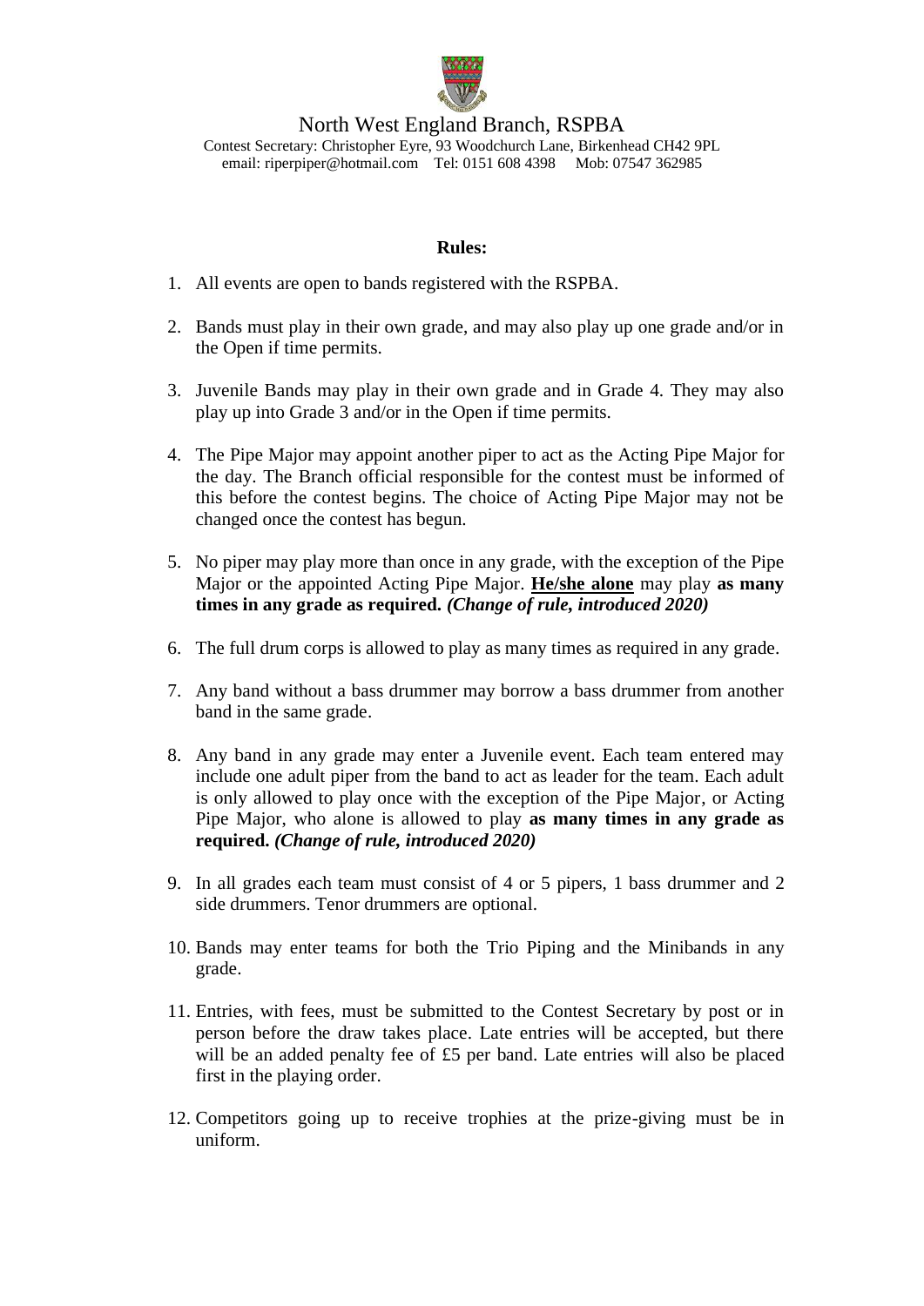North West England Branch, RSPBA

Contest Secretary: Christopher Eyre, 93 Woodchurch Lane, Birkenhead CH42 9PL
email: riperpiper@hotmail.com Tel: 0151 608 4398 Mob: 07547 362985

**Rules:**

1. All events are open to bands registered with the RSPBA.

2. Bands must play in their own grade, and may also play up one grade and/or in the Open if time permits.

3. Juvenile Bands may play in their own grade and in Grade 4. They may also play up into Grade 3 and/or in the Open if time permits.

4. The Pipe Major may appoint another piper to act as the Acting Pipe Major for the day. The Branch official responsible for the contest must be informed of this before the contest begins. The choice of Acting Pipe Major may not be changed once the contest has begun.

5. No piper may play more than once in any grade, with the exception of the Pipe Major or the appointed Acting Pipe Major. **<u>He/she alone</u>** may play **as many times in any grade as required.** ***(Change of rule, introduced 2020)***

6. The full drum corps is allowed to play as many times as required in any grade.

7. Any band without a bass drummer may borrow a bass drummer from another band in the same grade.

8. Any band in any grade may enter a Juvenile event. Each team entered may include one adult piper from the band to act as leader for the team. Each adult is only allowed to play once with the exception of the Pipe Major, or Acting Pipe Major, who alone is allowed to play **as many times in any grade as required.** ***(Change of rule, introduced 2020)***

9. In all grades each team must consist of 4 or 5 pipers, 1 bass drummer and 2 side drummers. Tenor drummers are optional.

10. Bands may enter teams for both the Trio Piping and the Minibands in any grade.

11. Entries, with fees, must be submitted to the Contest Secretary by post or in person before the draw takes place. Late entries will be accepted, but there will be an added penalty fee of £5 per band. Late entries will also be placed first in the playing order.

12. Competitors going up to receive trophies at the prize-giving must be in uniform.